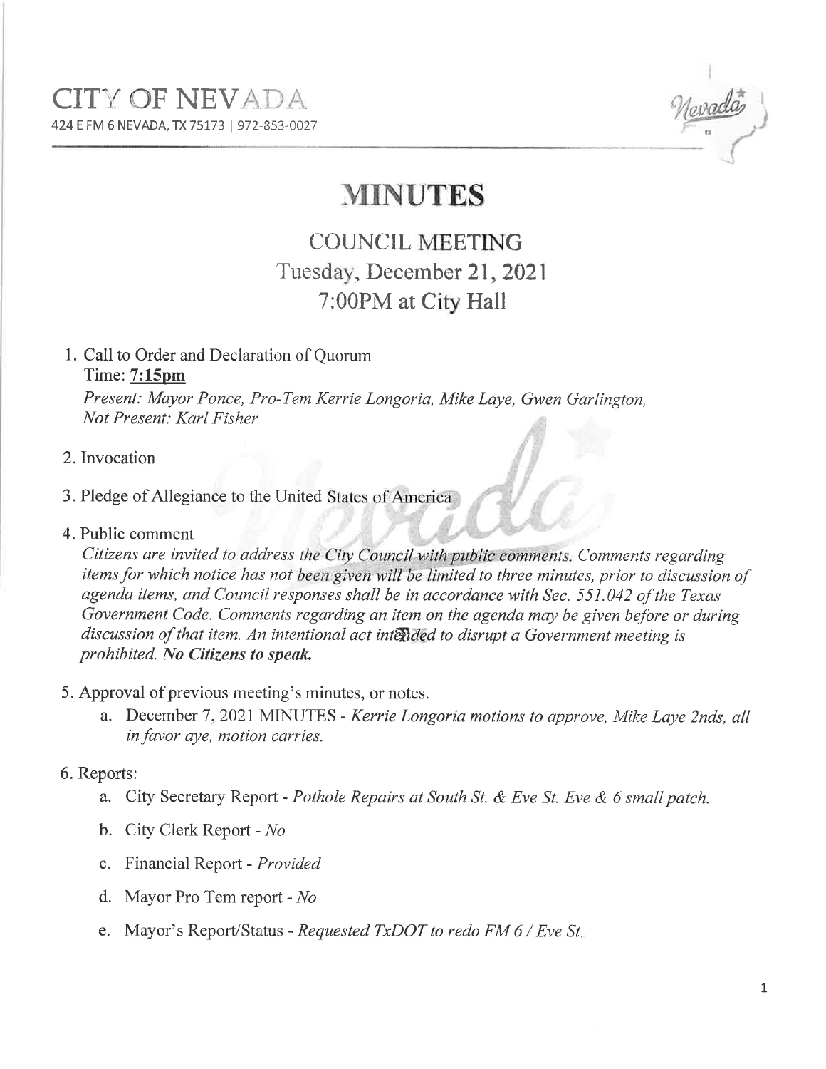CITY OF NEVADA
424 E FM 6 NEVADA, TX 75173 | 972-853-0027

# MINUTES

## COUNCIL MEETING
## Tuesday, December 21, 2021
## 7:00PM at City Hall

1. Call to Order and Declaration of Quorum
   Time: **7:15pm**
   *Present: Mayor Ponce, Pro-Tem Kerrie Longoria, Mike Laye, Gwen Garlington,*
   *Not Present: Karl Fisher*

2. Invocation

3. Pledge of Allegiance to the United States of America

4. Public comment
   *Citizens are invited to address the City Council with public comments. Comments regarding items for which notice has not been given will be limited to three minutes, prior to discussion of agenda items, and Council responses shall be in accordance with Sec. 551.042 of the Texas Government Code. Comments regarding an item on the agenda may be given before or during discussion of that item. An intentional act intended to disrupt a Government meeting is prohibited.* ***No Citizens to speak.***

5. Approval of previous meeting's minutes, or notes.
   a. December 7, 2021 MINUTES - *Kerrie Longoria motions to approve, Mike Laye 2nds, all in favor aye, motion carries.*

6. Reports:
   a. City Secretary Report - *Pothole Repairs at South St. & Eve St. Eve & 6 small patch.*
   b. City Clerk Report - *No*
   c. Financial Report - *Provided*
   d. Mayor Pro Tem report - *No*
   e. Mayor's Report/Status - *Requested TxDOT to redo FM 6 / Eve St.*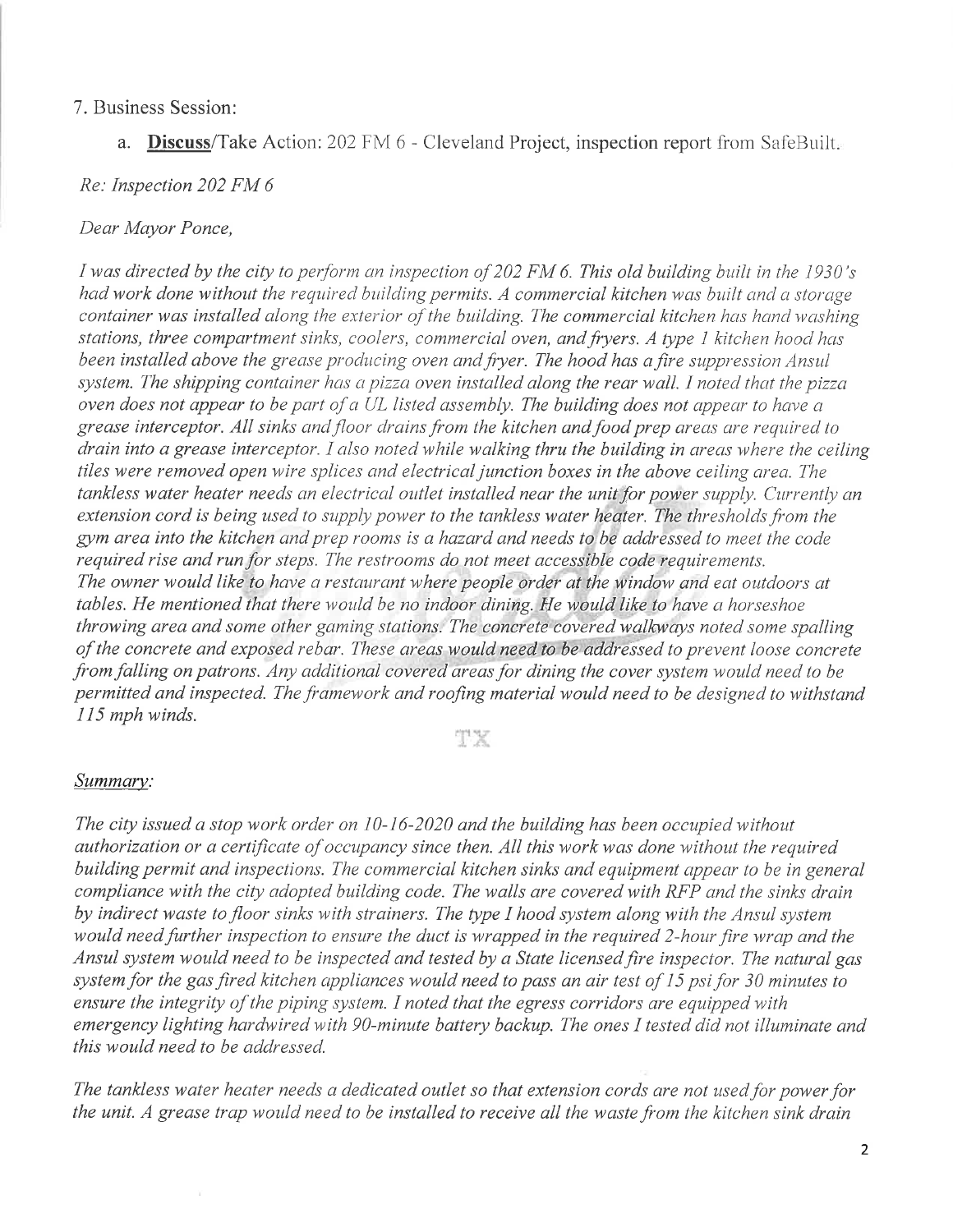7. Business Session:

a. **Discuss**/Take Action: 202 FM 6 - Cleveland Project, inspection report from SafeBuilt.

*Re: Inspection 202 FM 6*

*Dear Mayor Ponce,*

*I was directed by the city to perform an inspection of 202 FM 6. This old building built in the 1930's had work done without the required building permits. A commercial kitchen was built and a storage container was installed along the exterior of the building. The commercial kitchen has hand washing stations, three compartment sinks, coolers, commercial oven, and fryers. A type 1 kitchen hood has been installed above the grease producing oven and fryer. The hood has a fire suppression Ansul system. The shipping container has a pizza oven installed along the rear wall. I noted that the pizza oven does not appear to be part of a UL listed assembly. The building does not appear to have a grease interceptor. All sinks and floor drains from the kitchen and food prep areas are required to drain into a grease interceptor. I also noted while walking thru the building in areas where the ceiling tiles were removed open wire splices and electrical junction boxes in the above ceiling area. The tankless water heater needs an electrical outlet installed near the unit for power supply. Currently an extension cord is being used to supply power to the tankless water heater. The thresholds from the gym area into the kitchen and prep rooms is a hazard and needs to be addressed to meet the code required rise and run for steps. The restrooms do not meet accessible code requirements.*
*The owner would like to have a restaurant where people order at the window and eat outdoors at tables. He mentioned that there would be no indoor dining. He would like to have a horseshoe throwing area and some other gaming stations. The concrete covered walkways noted some spalling of the concrete and exposed rebar. These areas would need to be addressed to prevent loose concrete from falling on patrons. Any additional covered areas for dining the cover system would need to be permitted and inspected. The framework and roofing material would need to be designed to withstand 115 mph winds.*

*Summary:*

*The city issued a stop work order on 10-16-2020 and the building has been occupied without authorization or a certificate of occupancy since then. All this work was done without the required building permit and inspections. The commercial kitchen sinks and equipment appear to be in general compliance with the city adopted building code. The walls are covered with RFP and the sinks drain by indirect waste to floor sinks with strainers. The type I hood system along with the Ansul system would need further inspection to ensure the duct is wrapped in the required 2-hour fire wrap and the Ansul system would need to be inspected and tested by a State licensed fire inspector. The natural gas system for the gas fired kitchen appliances would need to pass an air test of 15 psi for 30 minutes to ensure the integrity of the piping system. I noted that the egress corridors are equipped with emergency lighting hardwired with 90-minute battery backup. The ones I tested did not illuminate and this would need to be addressed.*

*The tankless water heater needs a dedicated outlet so that extension cords are not used for power for the unit. A grease trap would need to be installed to receive all the waste from the kitchen sink drain*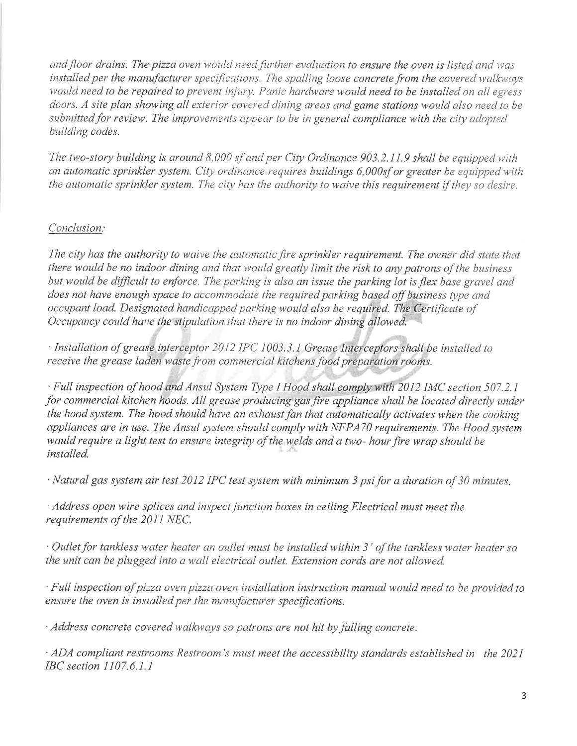*and floor drains. The pizza oven would need further evaluation to ensure the oven is listed and was installed per the manufacturer specifications. The spalling loose concrete from the covered walkways would need to be repaired to prevent injury. Panic hardware would need to be installed on all egress doors. A site plan showing all exterior covered dining areas and game stations would also need to be submitted for review. The improvements appear to be in general compliance with the city adopted building codes.*

*The two-story building is around 8,000 sf and per City Ordinance 903.2.11.9 shall be equipped with an automatic sprinkler system. City ordinance requires buildings 6,000sf or greater be equipped with the automatic sprinkler system. The city has the authority to waive this requirement if they so desire.*

*Conclusion:*

*The city has the authority to waive the automatic fire sprinkler requirement. The owner did state that there would be no indoor dining and that would greatly limit the risk to any patrons of the business but would be difficult to enforce. The parking is also an issue the parking lot is flex base gravel and does not have enough space to accommodate the required parking based off business type and occupant load. Designated handicapped parking would also be required. The Certificate of Occupancy could have the stipulation that there is no indoor dining allowed.*

- *Installation of grease interceptor 2012 IPC 1003.3.1 Grease Interceptors shall be installed to receive the grease laden waste from commercial kitchens food preparation rooms.*

- *Full inspection of hood and Ansul System Type I Hood shall comply with 2012 IMC section 507.2.1 for commercial kitchen hoods. All grease producing gas fire appliance shall be located directly under the hood system. The hood should have an exhaust fan that automatically activates when the cooking appliances are in use. The Ansul system should comply with NFPA70 requirements. The Hood system would require a light test to ensure integrity of the welds and a two- hour fire wrap should be installed.*

- *Natural gas system air test 2012 IPC test system with minimum 3 psi for a duration of 30 minutes.*

- *Address open wire splices and inspect junction boxes in ceiling Electrical must meet the requirements of the 2011 NEC.*

- *Outlet for tankless water heater an outlet must be installed within 3' of the tankless water heater so the unit can be plugged into a wall electrical outlet. Extension cords are not allowed.*

- *Full inspection of pizza oven pizza oven installation instruction manual would need to be provided to ensure the oven is installed per the manufacturer specifications.*

- *Address concrete covered walkways so patrons are not hit by falling concrete.*

- *ADA compliant restrooms Restroom's must meet the accessibility standards established in the 2021 IBC section 1107.6.1.1*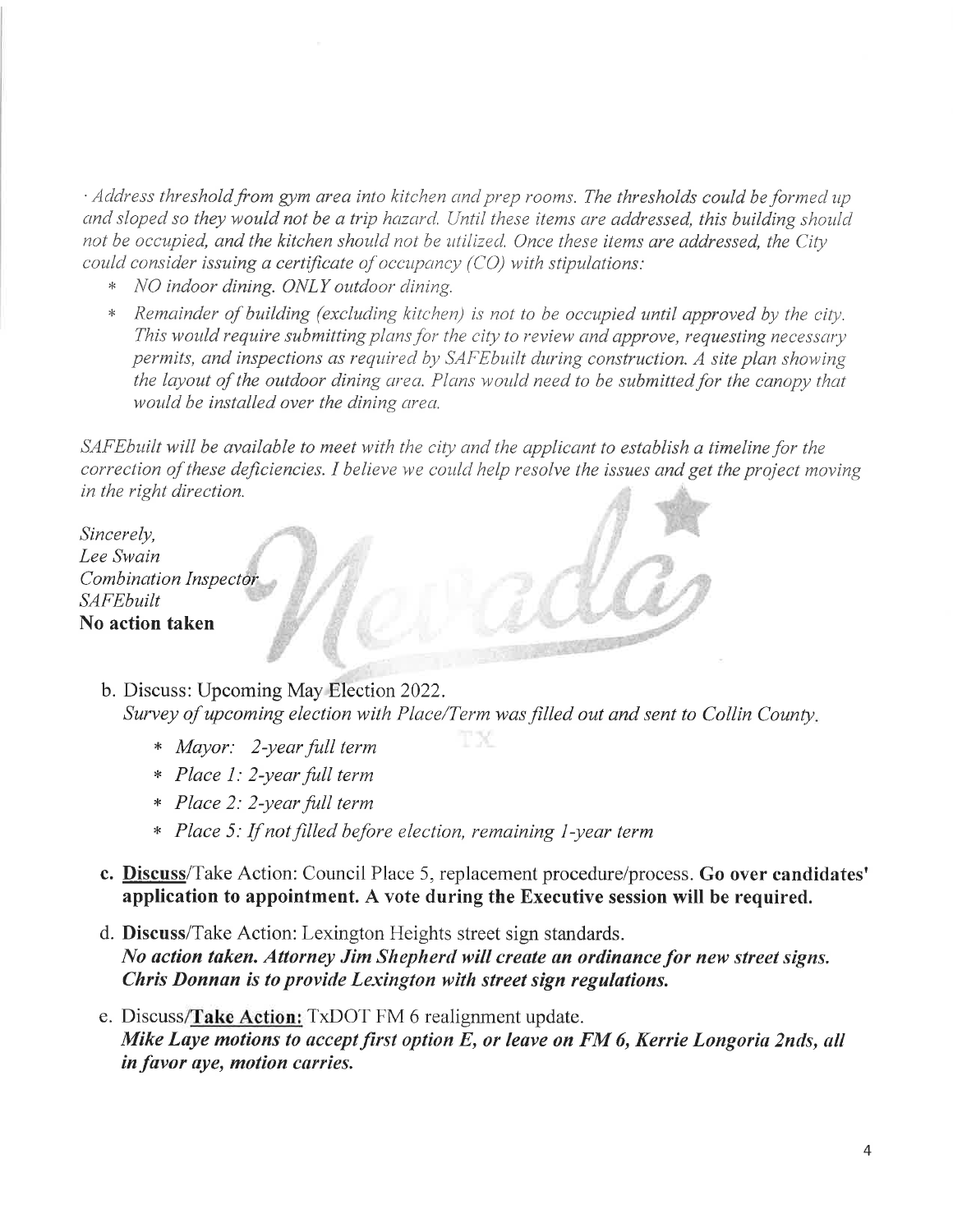*· Address threshold from gym area into kitchen and prep rooms. The thresholds could be formed up and sloped so they would not be a trip hazard. Until these items are addressed, this building should not be occupied, and the kitchen should not be utilized. Once these items are addressed, the City could consider issuing a certificate of occupancy (CO) with stipulations:*

- *NO indoor dining. ONLY outdoor dining.*
- *Remainder of building (excluding kitchen) is not to be occupied until approved by the city. This would require submitting plans for the city to review and approve, requesting necessary permits, and inspections as required by SAFEbuilt during construction. A site plan showing the layout of the outdoor dining area. Plans would need to be submitted for the canopy that would be installed over the dining area.*

*SAFEbuilt will be available to meet with the city and the applicant to establish a timeline for the correction of these deficiencies. I believe we could help resolve the issues and get the project moving in the right direction.*

*Sincerely,*
*Lee Swain*
*Combination Inspector*
*SAFEbuilt*

**No action taken**

b. Discuss: Upcoming May Election 2022.
*Survey of upcoming election with Place/Term was filled out and sent to Collin County.*

- *Mayor: 2-year full term*
- *Place 1: 2-year full term*
- *Place 2: 2-year full term*
- *Place 5: If not filled before election, remaining 1-year term*

**c. Discuss**/Take Action: Council Place 5, replacement procedure/process. **Go over candidates' application to appointment. A vote during the Executive session will be required.**

d. **Discuss**/Take Action: Lexington Heights street sign standards.
***No action taken. Attorney Jim Shepherd will create an ordinance for new street signs. Chris Donnan is to provide Lexington with street sign regulations.***

e. Discuss/**Take Action:** TxDOT FM 6 realignment update.
***Mike Laye motions to accept first option E, or leave on FM 6, Kerrie Longoria 2nds, all in favor aye, motion carries.***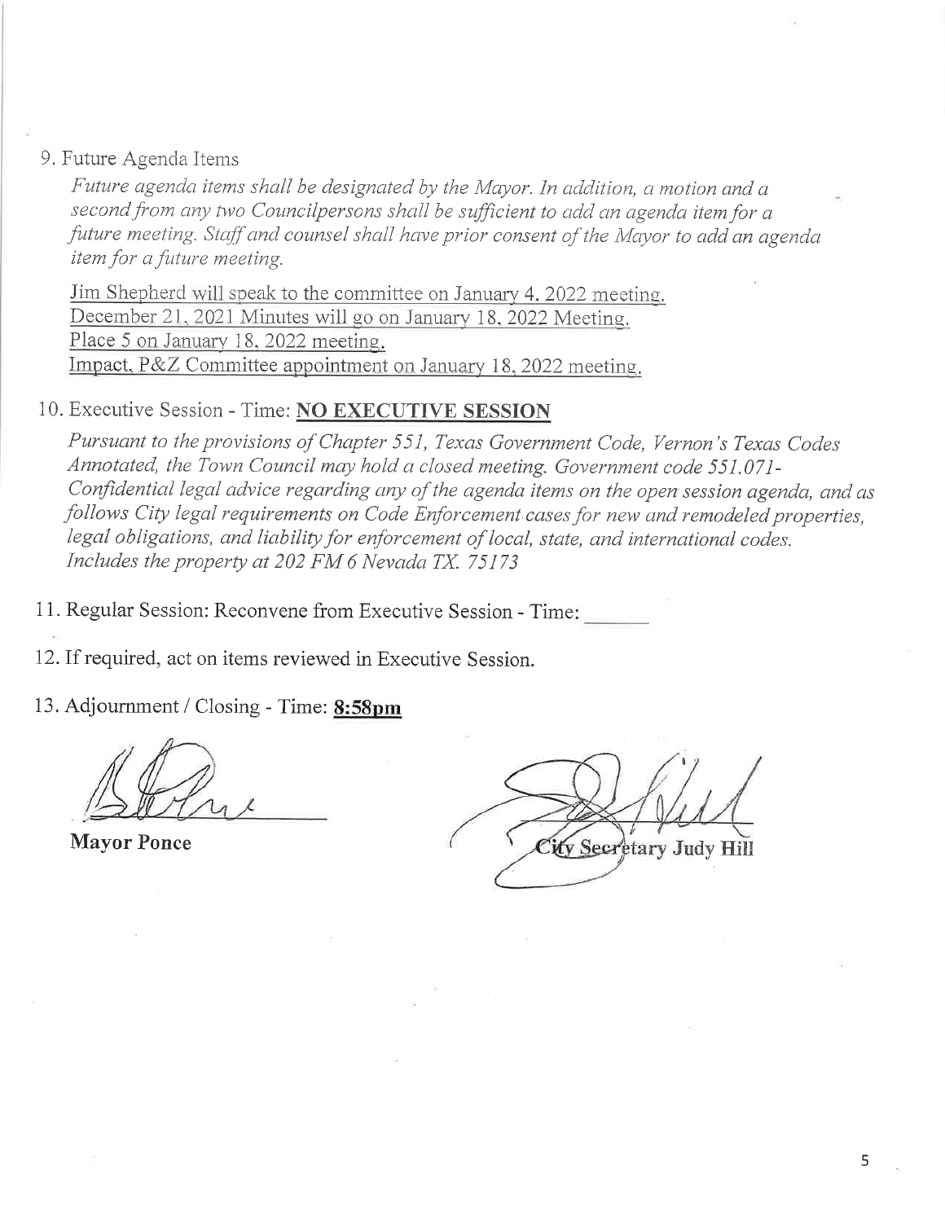9. Future Agenda Items

   *Future agenda items shall be designated by the Mayor. In addition, a motion and a second from any two Councilpersons shall be sufficient to add an agenda item for a future meeting. Staff and counsel shall have prior consent of the Mayor to add an agenda item for a future meeting.*

   Jim Shepherd will speak to the committee on January 4, 2022 meeting.
   December 21, 2021 Minutes will go on January 18, 2022 Meeting.
   Place 5 on January 18, 2022 meeting.
   Impact, P&Z Committee appointment on January 18, 2022 meeting.

10. Executive Session - Time: **NO EXECUTIVE SESSION**

    *Pursuant to the provisions of Chapter 551, Texas Government Code, Vernon's Texas Codes Annotated, the Town Council may hold a closed meeting. Government code 551.071- Confidential legal advice regarding any of the agenda items on the open session agenda, and as follows City legal requirements on Code Enforcement cases for new and remodeled properties, legal obligations, and liability for enforcement of local, state, and international codes. Includes the property at 202 FM 6 Nevada TX. 75173*

11. Regular Session: Reconvene from Executive Session - Time: ______

12. If required, act on items reviewed in Executive Session.

13. Adjournment / Closing - Time: **8:58pm**

**Mayor Ponce**

**City Secretary Judy Hill**